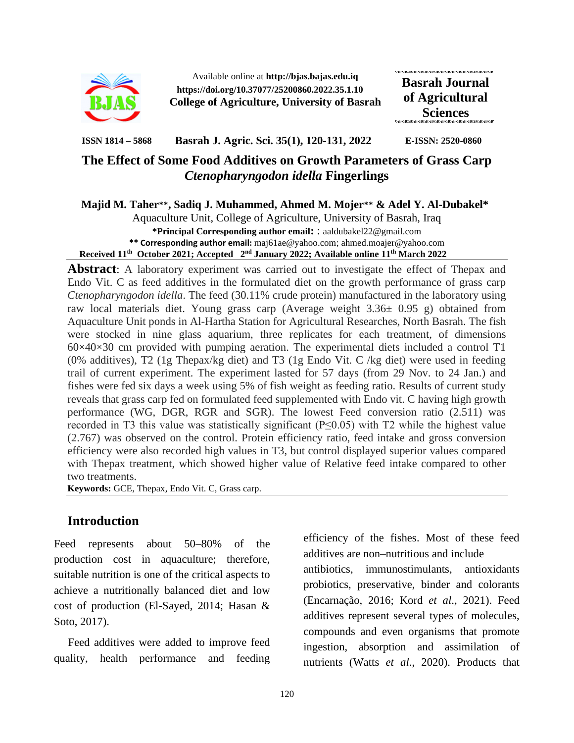Available online at **http://bjas.bajas.edu.iq**
**https://doi.org/10.37077/25200860.2022.35.1.10**
**College of Agriculture, University of Basrah**

**Basrah Journal of Agricultural Sciences**

**ISSN 1814 – 5868** **Basrah J. Agric. Sci. 35(1), 120-131, 2022** **E-ISSN: 2520-0860**

# The Effect of Some Food Additives on Growth Parameters of Grass Carp *Ctenopharyngodon idella* Fingerlings

**Majid M. Taher\*\*, Sadiq J. Muhammed, Ahmed M. Mojer\*\* & Adel Y. Al-Dubakel\***

Aquaculture Unit, College of Agriculture, University of Basrah, Iraq

**\*Principal Corresponding author email:** : aaldubakel22@gmail.com

**\*\* Corresponding author email:** maj61ae@yahoo.com; ahmed.moajer@yahoo.com

**Received 11th October 2021; Accepted 2nd January 2022; Available online 11th March 2022**

**Abstract**: A laboratory experiment was carried out to investigate the effect of Thepax and Endo Vit. C as feed additives in the formulated diet on the growth performance of grass carp *Ctenopharyngodon idella*. The feed (30.11% crude protein) manufactured in the laboratory using raw local materials diet. Young grass carp (Average weight 3.36± 0.95 g) obtained from Aquaculture Unit ponds in Al-Hartha Station for Agricultural Researches, North Basrah. The fish were stocked in nine glass aquarium, three replicates for each treatment, of dimensions 60×40×30 cm provided with pumping aeration. The experimental diets included a control T1 (0% additives), T2 (1g Thepax/kg diet) and T3 (1g Endo Vit. C /kg diet) were used in feeding trail of current experiment. The experiment lasted for 57 days (from 29 Nov. to 24 Jan.) and fishes were fed six days a week using 5% of fish weight as feeding ratio. Results of current study reveals that grass carp fed on formulated feed supplemented with Endo vit. C having high growth performance (WG, DGR, RGR and SGR). The lowest Feed conversion ratio (2.511) was recorded in T3 this value was statistically significant ($P \leq 0.05$) with T2 while the highest value (2.767) was observed on the control. Protein efficiency ratio, feed intake and gross conversion efficiency were also recorded high values in T3, but control displayed superior values compared with Thepax treatment, which showed higher value of Relative feed intake compared to other two treatments.

**Keywords:** GCE, Thepax, Endo Vit. C, Grass carp.

## Introduction

Feed represents about 50–80% of the production cost in aquaculture; therefore, suitable nutrition is one of the critical aspects to achieve a nutritionally balanced diet and low cost of production (El-Sayed, 2014; Hasan & Soto, 2017).

Feed additives were added to improve feed quality, health performance and feeding efficiency of the fishes. Most of these feed additives are non–nutritious and include antibiotics, immunostimulants, antioxidants probiotics, preservative, binder and colorants (Encarnação, 2016; Kord *et al.*, 2021). Feed additives represent several types of molecules, compounds and even organisms that promote ingestion, absorption and assimilation of nutrients (Watts *et al.*, 2020). Products that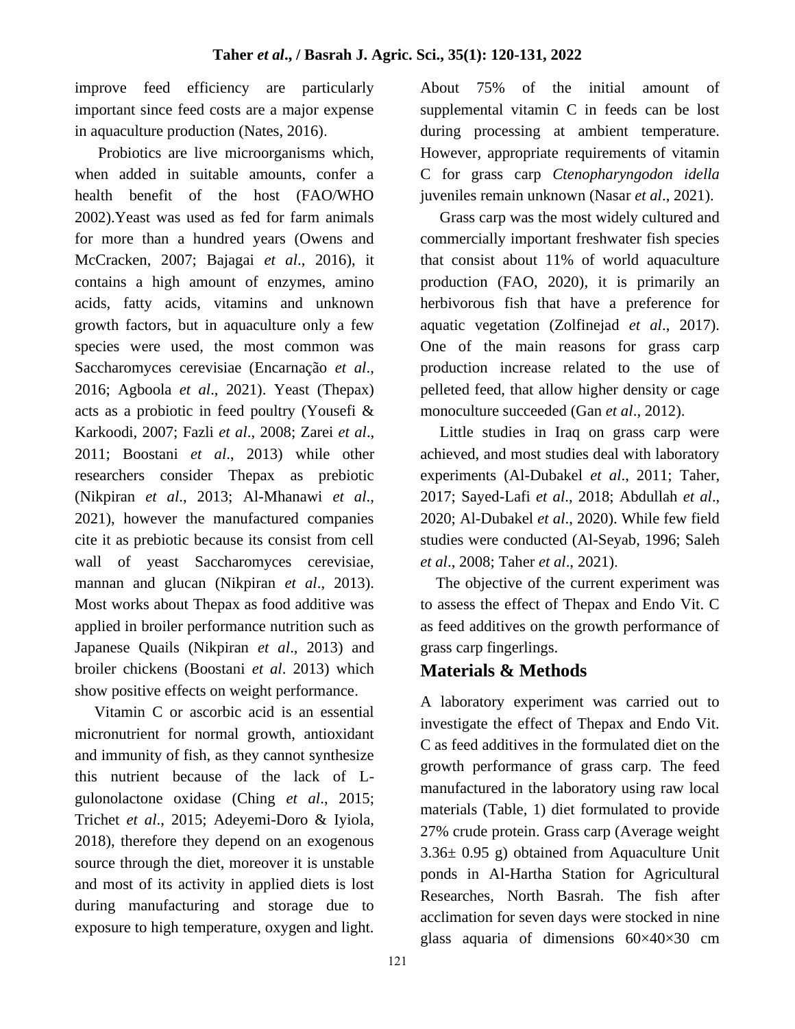improve feed efficiency are particularly important since feed costs are a major expense in aquaculture production (Nates, 2016).

Probiotics are live microorganisms which, when added in suitable amounts, confer a health benefit of the host (FAO/WHO 2002).Yeast was used as fed for farm animals for more than a hundred years (Owens and McCracken, 2007; Bajagai *et al*., 2016), it contains a high amount of enzymes, amino acids, fatty acids, vitamins and unknown growth factors, but in aquaculture only a few species were used, the most common was Saccharomyces cerevisiae (Encarnação *et al*., 2016; Agboola *et al*., 2021). Yeast (Thepax) acts as a probiotic in feed poultry (Yousefi & Karkoodi, 2007; Fazli *et al*., 2008; Zarei *et al*., 2011; Boostani *et al*., 2013) while other researchers consider Thepax as prebiotic (Nikpiran *et al*., 2013; Al-Mhanawi *et al*., 2021), however the manufactured companies cite it as prebiotic because its consist from cell wall of yeast Saccharomyces cerevisiae, mannan and glucan (Nikpiran *et al*., 2013). Most works about Thepax as food additive was applied in broiler performance nutrition such as Japanese Quails (Nikpiran *et al*., 2013) and broiler chickens (Boostani *et al*. 2013) which show positive effects on weight performance.

Vitamin C or ascorbic acid is an essential micronutrient for normal growth, antioxidant and immunity of fish, as they cannot synthesize this nutrient because of the lack of L-gulonolactone oxidase (Ching *et al*., 2015; Trichet *et al*., 2015; Adeyemi-Doro & Iyiola, 2018), therefore they depend on an exogenous source through the diet, moreover it is unstable and most of its activity in applied diets is lost during manufacturing and storage due to exposure to high temperature, oxygen and light. About 75% of the initial amount of supplemental vitamin C in feeds can be lost during processing at ambient temperature. However, appropriate requirements of vitamin C for grass carp *Ctenopharyngodon idella* juveniles remain unknown (Nasar *et al*., 2021).

Grass carp was the most widely cultured and commercially important freshwater fish species that consist about 11% of world aquaculture production (FAO, 2020), it is primarily an herbivorous fish that have a preference for aquatic vegetation (Zolfinejad *et al*., 2017). One of the main reasons for grass carp production increase related to the use of pelleted feed, that allow higher density or cage monoculture succeeded (Gan *et al*., 2012).

Little studies in Iraq on grass carp were achieved, and most studies deal with laboratory experiments (Al-Dubakel *et al*., 2011; Taher, 2017; Sayed-Lafi *et al*., 2018; Abdullah *et al*., 2020; Al-Dubakel *et al*., 2020). While few field studies were conducted (Al-Seyab, 1996; Saleh *et al*., 2008; Taher *et al*., 2021).

The objective of the current experiment was to assess the effect of Thepax and Endo Vit. C as feed additives on the growth performance of grass carp fingerlings.

## Materials & Methods

A laboratory experiment was carried out to investigate the effect of Thepax and Endo Vit. C as feed additives in the formulated diet on the growth performance of grass carp. The feed manufactured in the laboratory using raw local materials (Table, 1) diet formulated to provide 27% crude protein. Grass carp (Average weight 3.36± 0.95 g) obtained from Aquaculture Unit ponds in Al-Hartha Station for Agricultural Researches, North Basrah. The fish after acclimation for seven days were stocked in nine glass aquaria of dimensions 60×40×30 cm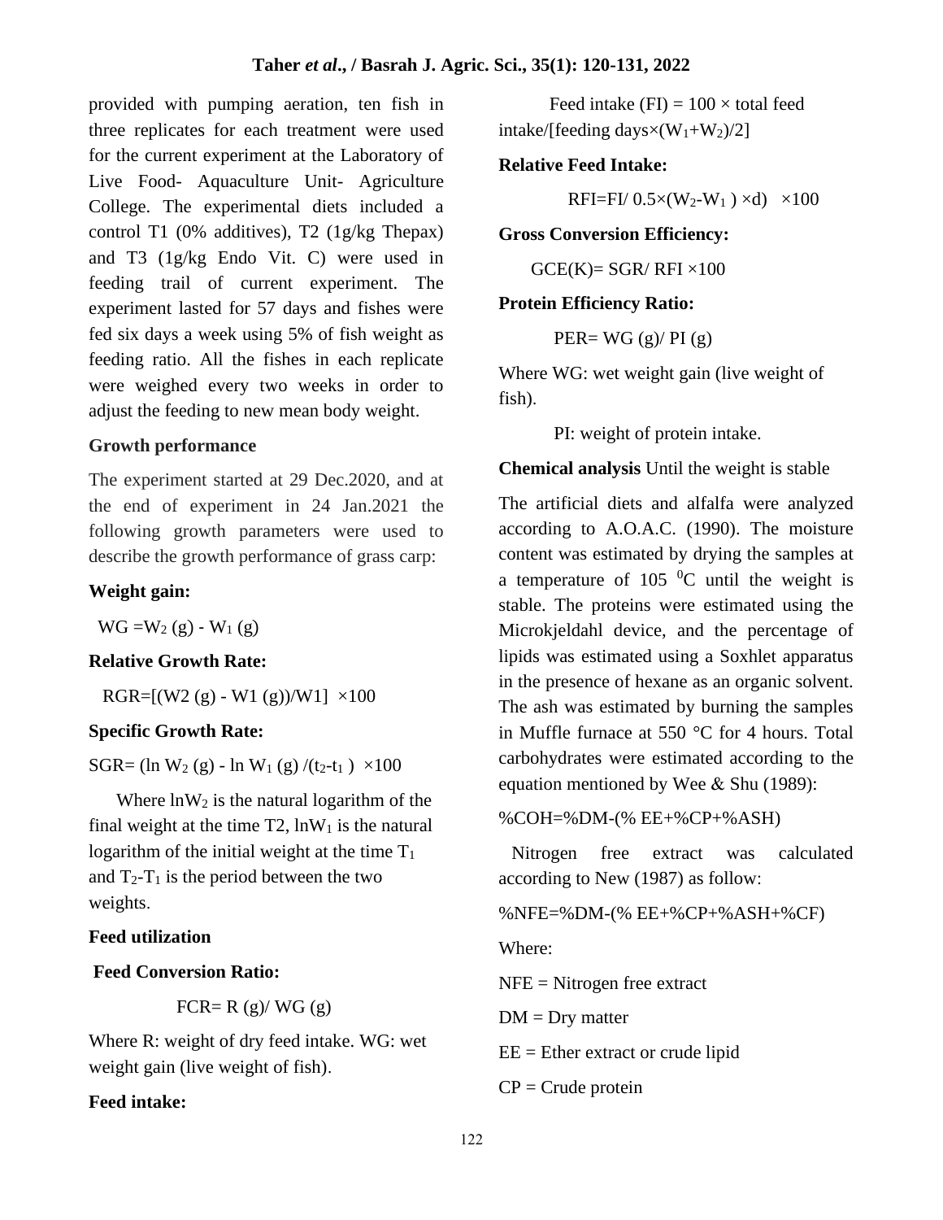provided with pumping aeration, ten fish in three replicates for each treatment were used for the current experiment at the Laboratory of Live Food- Aquaculture Unit- Agriculture College. The experimental diets included a control T1 (0% additives), T2 (1g/kg Thepax) and T3 (1g/kg Endo Vit. C) were used in feeding trail of current experiment. The experiment lasted for 57 days and fishes were fed six days a week using 5% of fish weight as feeding ratio. All the fishes in each replicate were weighed every two weeks in order to adjust the feeding to new mean body weight.

**Growth performance**

The experiment started at 29 Dec.2020, and at the end of experiment in 24 Jan.2021 the following growth parameters were used to describe the growth performance of grass carp:

**Weight gain:**

$$WG = W_2\ (g) - W_1\ (g)$$

**Relative Growth Rate:**

$$RGR = [(W2\ (g) - W1\ (g))/W1] \times 100$$

**Specific Growth Rate:**

$$SGR = (\ln W_2\ (g) - \ln W_1\ (g) / (t_2 - t_1)) \times 100$$

Where $\ln W_2$ is the natural logarithm of the final weight at the time T2, $\ln W_1$ is the natural logarithm of the initial weight at the time $T_1$ and $T_2$-$T_1$ is the period between the two weights.

**Feed utilization**

**Feed Conversion Ratio:**

$$FCR = R\ (g) / WG\ (g)$$

Where R: weight of dry feed intake. WG: wet weight gain (live weight of fish).

**Feed intake:**

$$\text{Feed intake (FI)} = 100 \times \text{total feed intake}/[\text{feeding days} \times (W_1 + W_2)/2]$$

**Relative Feed Intake:**

$$RFI = FI / 0.5 \times (W_2 - W_1) \times d) \times 100$$

**Gross Conversion Efficiency:**

$$GCE(K) = SGR / RFI \times 100$$

**Protein Efficiency Ratio:**

$$PER = WG\ (g) / PI\ (g)$$

Where WG: wet weight gain (live weight of fish).

PI: weight of protein intake.

**Chemical analysis** Until the weight is stable

The artificial diets and alfalfa were analyzed according to A.O.A.C. (1990). The moisture content was estimated by drying the samples at a temperature of 105 $^0$C until the weight is stable. The proteins were estimated using the Microkjeldahl device, and the percentage of lipids was estimated using a Soxhlet apparatus in the presence of hexane as an organic solvent. The ash was estimated by burning the samples in Muffle furnace at 550 °C for 4 hours. Total carbohydrates were estimated according to the equation mentioned by Wee & Shu (1989):

$$\%COH = \%DM - (\%EE + \%CP + \%ASH)$$

Nitrogen free extract was calculated according to New (1987) as follow:

$$\%NFE = \%DM - (\%EE + \%CP + \%ASH + \%CF)$$

Where:

NFE = Nitrogen free extract

DM = Dry matter

EE = Ether extract or crude lipid

CP = Crude protein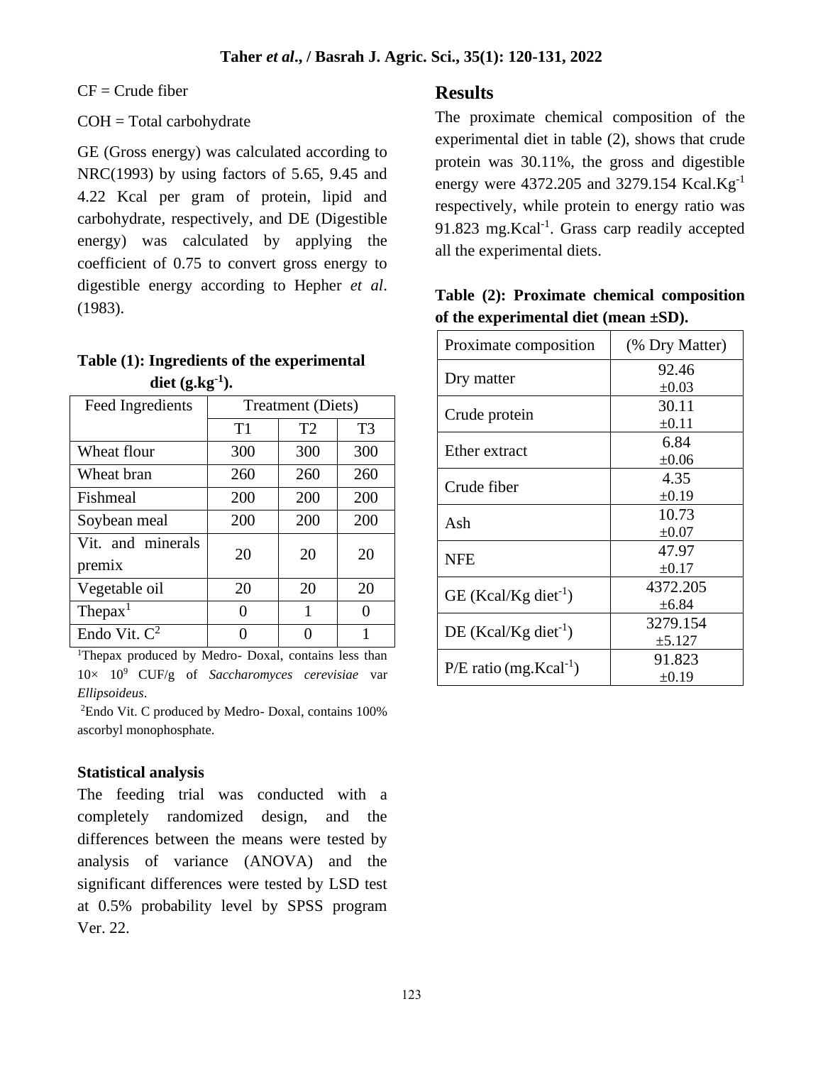CF = Crude fiber

COH = Total carbohydrate

GE (Gross energy) was calculated according to NRC(1993) by using factors of 5.65, 9.45 and 4.22 Kcal per gram of protein, lipid and carbohydrate, respectively, and DE (Digestible energy) was calculated by applying the coefficient of 0.75 to convert gross energy to digestible energy according to Hepher *et al*. (1983).

**Table (1): Ingredients of the experimental diet ($g.kg^{-1}$).**

| Feed Ingredients | Treatment (Diets) | | |
|---|---|---|---|
| | T1 | T2 | T3 |
| Wheat flour | 300 | 300 | 300 |
| Wheat bran | 260 | 260 | 260 |
| Fishmeal | 200 | 200 | 200 |
| Soybean meal | 200 | 200 | 200 |
| Vit. and minerals premix | 20 | 20 | 20 |
| Vegetable oil | 20 | 20 | 20 |
| Thepax[1] | 0 | 1 | 0 |
| Endo Vit. C[2] | 0 | 0 | 1 |

[1]Thepax produced by Medro- Doxal, contains less than $10\times 10^{9}$ CUF/g of *Saccharomyces cerevisiae* var *Ellipsoideus*.

[2]Endo Vit. C produced by Medro- Doxal, contains 100% ascorbyl monophosphate.

### Statistical analysis

The feeding trial was conducted with a completely randomized design, and the differences between the means were tested by analysis of variance (ANOVA) and the significant differences were tested by LSD test at 0.5% probability level by SPSS program Ver. 22.

## Results

The proximate chemical composition of the experimental diet in table (2), shows that crude protein was 30.11%, the gross and digestible energy were 4372.205 and 3279.154 $Kcal.Kg^{-1}$ respectively, while protein to energy ratio was 91.823 $mg.Kcal^{-1}$. Grass carp readily accepted all the experimental diets.

**Table (2): Proximate chemical composition of the experimental diet (mean ±SD).**

| Proximate composition | (% Dry Matter) |
|---|---|
| Dry matter | 92.46 ±0.03 |
| Crude protein | 30.11 ±0.11 |
| Ether extract | 6.84 ±0.06 |
| Crude fiber | 4.35 ±0.19 |
| Ash | 10.73 ±0.07 |
| NFE | 47.97 ±0.17 |
| GE ($Kcal/Kg\ diet^{-1}$) | 4372.205 ±6.84 |
| DE ($Kcal/Kg\ diet^{-1}$) | 3279.154 ±5.127 |
| P/E ratio ($mg.Kcal^{-1}$) | 91.823 ±0.19 |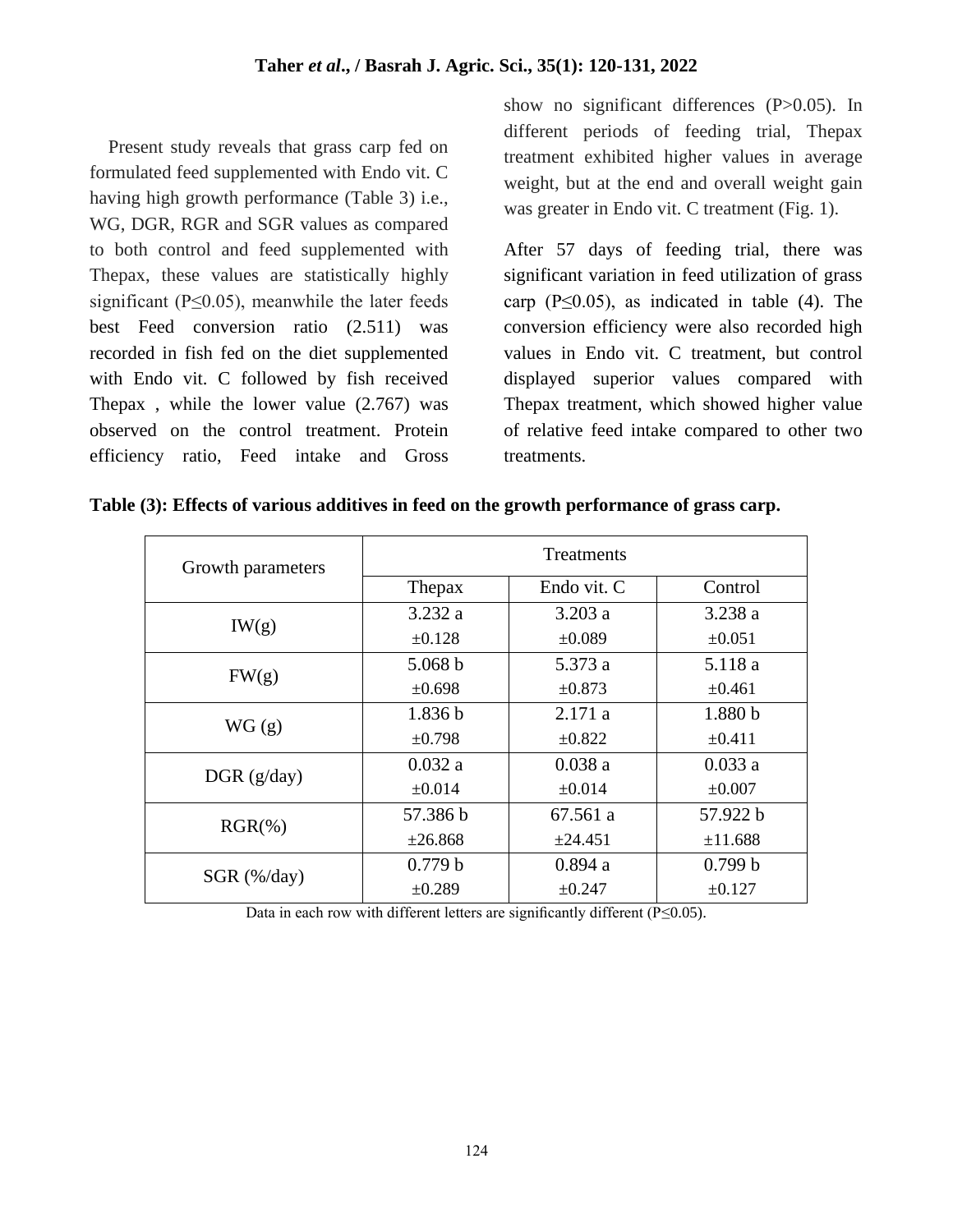Present study reveals that grass carp fed on formulated feed supplemented with Endo vit. C having high growth performance (Table 3) i.e., WG, DGR, RGR and SGR values as compared to both control and feed supplemented with Thepax, these values are statistically highly significant ($P \leq 0.05$), meanwhile the later feeds best Feed conversion ratio (2.511) was recorded in fish fed on the diet supplemented with Endo vit. C followed by fish received Thepax , while the lower value (2.767) was observed on the control treatment. Protein efficiency ratio, Feed intake and Gross show no significant differences ($P > 0.05$). In different periods of feeding trial, Thepax treatment exhibited higher values in average weight, but at the end and overall weight gain was greater in Endo vit. C treatment (Fig. 1).

After 57 days of feeding trial, there was significant variation in feed utilization of grass carp ($P \leq 0.05$), as indicated in table (4). The conversion efficiency were also recorded high values in Endo vit. C treatment, but control displayed superior values compared with Thepax treatment, which showed higher value of relative feed intake compared to other two treatments.

**Table (3): Effects of various additives in feed on the growth performance of grass carp.**

| Growth parameters | Treatments | | |
|---|---|---|---|
| | Thepax | Endo vit. C | Control |
| IW(g) | 3.232 a ±0.128 | 3.203 a ±0.089 | 3.238 a ±0.051 |
| FW(g) | 5.068 b ±0.698 | 5.373 a ±0.873 | 5.118 a ±0.461 |
| WG (g) | 1.836 b ±0.798 | 2.171 a ±0.822 | 1.880 b ±0.411 |
| DGR (g/day) | 0.032 a ±0.014 | 0.038 a ±0.014 | 0.033 a ±0.007 |
| RGR(%) | 57.386 b ±26.868 | 67.561 a ±24.451 | 57.922 b ±11.688 |
| SGR (%/day) | 0.779 b ±0.289 | 0.894 a ±0.247 | 0.799 b ±0.127 |

Data in each row with different letters are significantly different ($P \leq 0.05$).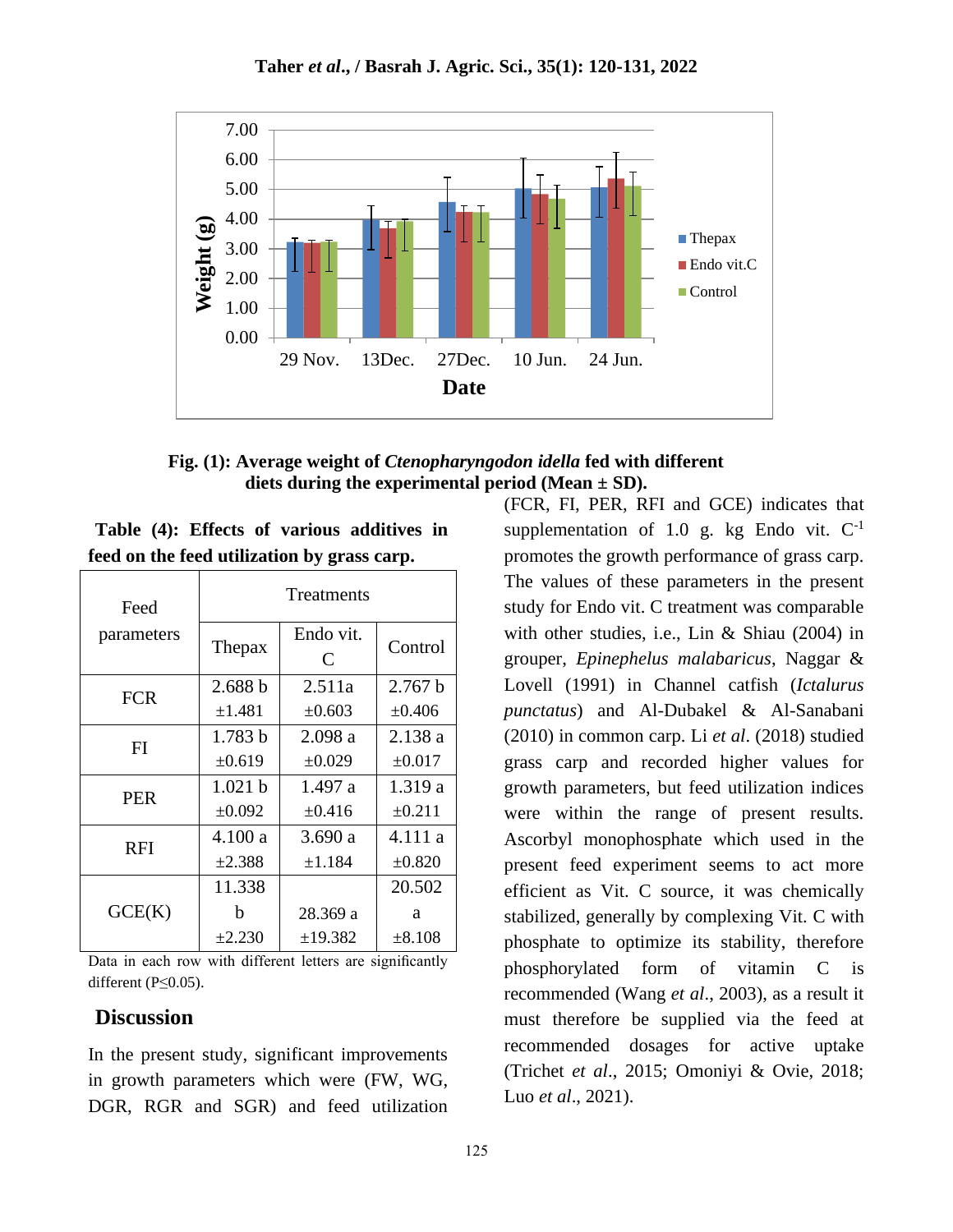Fig. (1): Average weight of *Ctenopharyngodon idella* fed with different diets during the experimental period (Mean ± SD).

**Table (4): Effects of various additives in feed on the feed utilization by grass carp.**

| Feed parameters | Treatments | | |
|---|---|---|---|
| | Thepax | Endo vit. C | Control |
| FCR | 2.688 b ±1.481 | 2.511a ±0.603 | 2.767 b ±0.406 |
| FI | 1.783 b ±0.619 | 2.098 a ±0.029 | 2.138 a ±0.017 |
| PER | 1.021 b ±0.092 | 1.497 a ±0.416 | 1.319 a ±0.211 |
| RFI | 4.100 a ±2.388 | 3.690 a ±1.184 | 4.111 a ±0.820 |
| GCE(K) | 11.338 b ±2.230 | 28.369 a ±19.382 | 20.502 a ±8.108 |

Data in each row with different letters are significantly different (P≤0.05).

## Discussion

In the present study, significant improvements in growth parameters which were (FW, WG, DGR, RGR and SGR) and feed utilization (FCR, FI, PER, RFI and GCE) indicates that supplementation of 1.0 g. kg Endo vit. $C^{-1}$ promotes the growth performance of grass carp. The values of these parameters in the present study for Endo vit. C treatment was comparable with other studies, i.e., Lin & Shiau (2004) in grouper, *Epinephelus malabaricus*, Naggar & Lovell (1991) in Channel catfish (*Ictalurus punctatus*) and Al-Dubakel & Al-Sanabani (2010) in common carp. Li *et al*. (2018) studied grass carp and recorded higher values for growth parameters, but feed utilization indices were within the range of present results. Ascorbyl monophosphate which used in the present feed experiment seems to act more efficient as Vit. C source, it was chemically stabilized, generally by complexing Vit. C with phosphate to optimize its stability, therefore phosphorylated form of vitamin C is recommended (Wang *et al*., 2003), as a result it must therefore be supplied via the feed at recommended dosages for active uptake (Trichet *et al*., 2015; Omoniyi & Ovie, 2018; Luo *et al*., 2021).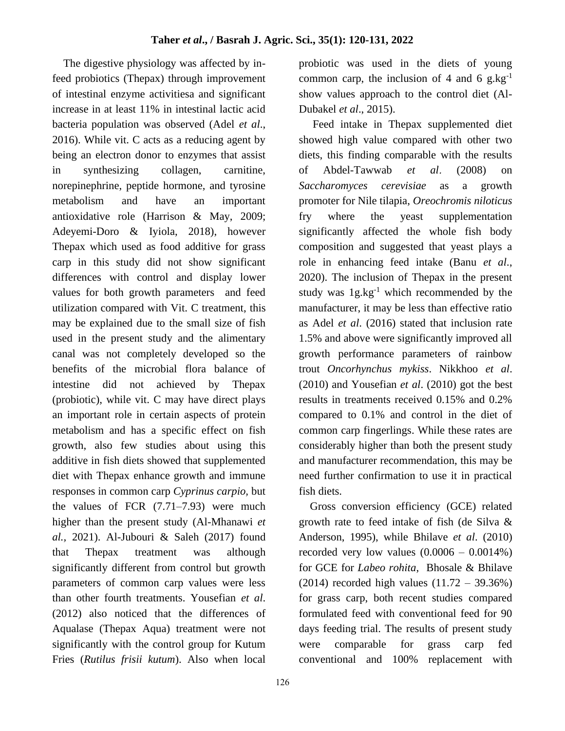The digestive physiology was affected by in-feed probiotics (Thepax) through improvement of intestinal enzyme activitiesa and significant increase in at least 11% in intestinal lactic acid bacteria population was observed (Adel *et al*., 2016). While vit. C acts as a reducing agent by being an electron donor to enzymes that assist in synthesizing collagen, carnitine, norepinephrine, peptide hormone, and tyrosine metabolism and have an important antioxidative role (Harrison & May, 2009; Adeyemi-Doro & Iyiola, 2018), however Thepax which used as food additive for grass carp in this study did not show significant differences with control and display lower values for both growth parameters and feed utilization compared with Vit. C treatment, this may be explained due to the small size of fish used in the present study and the alimentary canal was not completely developed so the benefits of the microbial flora balance of intestine did not achieved by Thepax (probiotic), while vit. C may have direct plays an important role in certain aspects of protein metabolism and has a specific effect on fish growth, also few studies about using this additive in fish diets showed that supplemented diet with Thepax enhance growth and immune responses in common carp *Cyprinus carpio,* but the values of FCR (7.71–7.93) were much higher than the present study (Al-Mhanawi *et al.,* 2021). Al-Jubouri & Saleh (2017) found that Thepax treatment was although significantly different from control but growth parameters of common carp values were less than other fourth treatments. Yousefian *et al*. (2012) also noticed that the differences of Aqualase (Thepax Aqua) treatment were not significantly with the control group for Kutum Fries (*Rutilus frisii kutum*). Also when local probiotic was used in the diets of young common carp, the inclusion of 4 and 6 g.kg$^{-1}$ show values approach to the control diet (Al-Dubakel *et al*., 2015).

Feed intake in Thepax supplemented diet showed high value compared with other two diets, this finding comparable with the results of Abdel-Tawwab *et al*. (2008) on *Saccharomyces cerevisiae* as a growth promoter for Nile tilapia, *Oreochromis niloticus* fry where the yeast supplementation significantly affected the whole fish body composition and suggested that yeast plays a role in enhancing feed intake (Banu *et al*., 2020). The inclusion of Thepax in the present study was 1g.kg$^{-1}$ which recommended by the manufacturer, it may be less than effective ratio as Adel *et al*. (2016) stated that inclusion rate 1.5% and above were significantly improved all growth performance parameters of rainbow trout *Oncorhynchus mykiss*. Nikkhoo *et al*. (2010) and Yousefian *et al*. (2010) got the best results in treatments received 0.15% and 0.2% compared to 0.1% and control in the diet of common carp fingerlings. While these rates are considerably higher than both the present study and manufacturer recommendation, this may be need further confirmation to use it in practical fish diets.

Gross conversion efficiency (GCE) related growth rate to feed intake of fish (de Silva & Anderson, 1995), while Bhilave *et al*. (2010) recorded very low values (0.0006 – 0.0014%) for GCE for *Labeo rohita*, Bhosale & Bhilave (2014) recorded high values (11.72 – 39.36%) for grass carp, both recent studies compared formulated feed with conventional feed for 90 days feeding trial. The results of present study were comparable for grass carp fed conventional and 100% replacement with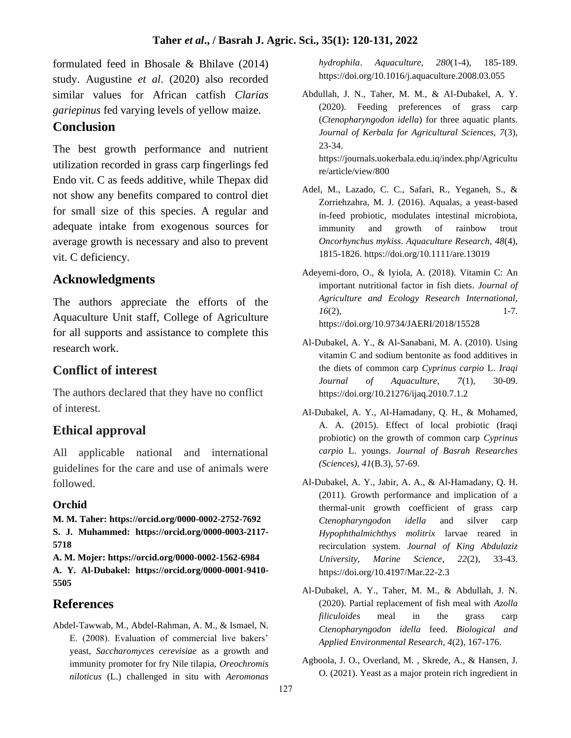formulated feed in Bhosale & Bhilave (2014) study. Augustine *et al*. (2020) also recorded similar values for African catfish *Clarias gariepinus* fed varying levels of yellow maize.

## Conclusion

The best growth performance and nutrient utilization recorded in grass carp fingerlings fed Endo vit. C as feeds additive, while Thepax did not show any benefits compared to control diet for small size of this species. A regular and adequate intake from exogenous sources for average growth is necessary and also to prevent vit. C deficiency.

## Acknowledgments

The authors appreciate the efforts of the Aquaculture Unit staff, College of Agriculture for all supports and assistance to complete this research work.

## Conflict of interest

The authors declared that they have no conflict of interest.

## Ethical approval

All applicable national and international guidelines for the care and use of animals were followed.

### Orchid

**M. M. Taher: https://orcid.org/0000-0002-2752-7692**

**S. J. Muhammed: https://orcid.org/0000-0003-2117-5718**

**A. M. Mojer: https://orcid.org/0000-0002-1562-6984**

**A. Y. Al-Dubakel: https://orcid.org/0000-0001-9410-5505**

## References

Abdel-Tawwab, M., Abdel-Rahman, A. M., & Ismael, N. E. (2008). Evaluation of commercial live bakers' yeast, *Saccharomyces cerevisiae* as a growth and immunity promoter for fry Nile tilapia, *Oreochromis niloticus* (L.) challenged in situ with *Aeromonas hydrophila*. *Aquaculture, 280*(1-4), 185-189. https://doi.org/10.1016/j.aquaculture.2008.03.055

Abdullah, J. N., Taher, M. M., & Al-Dubakel, A. Y. (2020). Feeding preferences of grass carp (*Ctenopharyngodon idella*) for three aquatic plants. *Journal of Kerbala for Agricultural Sciences, 7*(3), 23-34. https://journals.uokerbala.edu.iq/index.php/Agriculture/article/view/800

Adel, M., Lazado, C. C., Safari, R., Yeganeh, S., & Zorriehzahra, M. J. (2016). Aqualas, a yeast-based in-feed probiotic, modulates intestinal microbiota, immunity and growth of rainbow trout *Oncorhynchus mykiss*. *Aquaculture Research, 48*(4), 1815-1826. https://doi.org/10.1111/are.13019

Adeyemi-doro, O., & Iyiola, A. (2018). Vitamin C: An important nutritional factor in fish diets. *Journal of Agriculture and Ecology Research International, 16*(2), 1-7. https://doi.org/10.9734/JAERI/2018/15528

Al-Dubakel, A. Y., & Al-Sanabani, M. A. (2010). Using vitamin C and sodium bentonite as food additives in the diets of common carp *Cyprinus carpio* L. *Iraqi Journal of Aquaculture, 7*(1), 30-09. https://doi.org/10.21276/ijaq.2010.7.1.2

Al-Dubakel, A. Y., Al-Hamadany, Q. H., & Mohamed, A. A. (2015). Effect of local probiotic (Iraqi probiotic) on the growth of common carp *Cyprinus carpio* L. youngs. *Journal of Basrah Researches (Sciences), 41*(B.3), 57-69.

Al-Dubakel, A. Y., Jabir, A. A., & Al-Hamadany, Q. H. (2011). Growth performance and implication of a thermal-unit growth coefficient of grass carp *Ctenopharyngodon idella* and silver carp *Hypophthalmichthys molitrix* larvae reared in recirculation system. *Journal of King Abdulaziz University, Marine Science, 22*(2), 33-43. https://doi.org/10.4197/Mar.22-2.3

Al-Dubakel, A. Y., Taher, M. M., & Abdullah, J. N. (2020). Partial replacement of fish meal with *Azolla filiculoides* meal in the grass carp *Ctenopharyngodon idella* feed. *Biological and Applied Environmental Research, 4*(2), 167-176.

Agboola, J. O., Overland, M. , Skrede, A., & Hansen, J. O. (2021). Yeast as a major protein rich ingredient in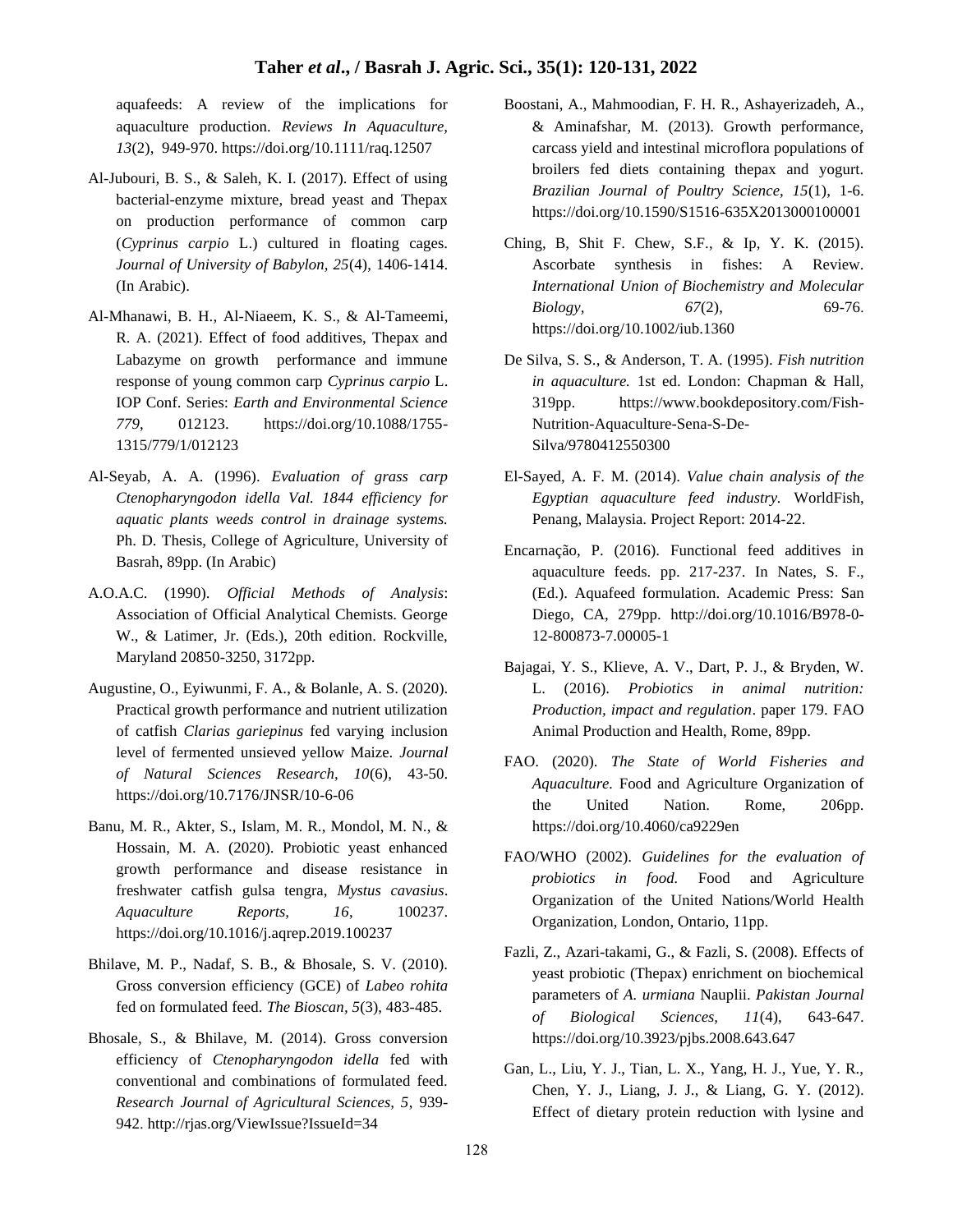aquafeeds: A review of the implications for aquaculture production. *Reviews In Aquaculture, 13*(2), 949-970. https://doi.org/10.1111/raq.12507

Al-Jubouri, B. S., & Saleh, K. I. (2017). Effect of using bacterial-enzyme mixture, bread yeast and Thepax on production performance of common carp (*Cyprinus carpio* L.) cultured in floating cages. *Journal of University of Babylon, 25*(4), 1406-1414. (In Arabic).

Al-Mhanawi, B. H., Al-Niaeem, K. S., & Al-Tameemi, R. A. (2021). Effect of food additives, Thepax and Labazyme on growth performance and immune response of young common carp *Cyprinus carpio* L. IOP Conf. Series: *Earth and Environmental Science 779*, 012123. https://doi.org/10.1088/1755-1315/779/1/012123

Al-Seyab, A. A. (1996). *Evaluation of grass carp Ctenopharyngodon idella Val. 1844 efficiency for aquatic plants weeds control in drainage systems.* Ph. D. Thesis, College of Agriculture, University of Basrah, 89pp. (In Arabic)

A.O.A.C. (1990). *Official Methods of Analysis*: Association of Official Analytical Chemists. George W., & Latimer, Jr. (Eds.), 20th edition. Rockville, Maryland 20850-3250, 3172pp.

Augustine, O., Eyiwunmi, F. A., & Bolanle, A. S. (2020). Practical growth performance and nutrient utilization of catfish *Clarias gariepinus* fed varying inclusion level of fermented unsieved yellow Maize. *Journal of Natural Sciences Research, 10*(6), 43-50. https://doi.org/10.7176/JNSR/10-6-06

Banu, M. R., Akter, S., Islam, M. R., Mondol, M. N., & Hossain, M. A. (2020). Probiotic yeast enhanced growth performance and disease resistance in freshwater catfish gulsa tengra, *Mystus cavasius*. *Aquaculture Reports, 16*, 100237. https://doi.org/10.1016/j.aqrep.2019.100237

Bhilave, M. P., Nadaf, S. B., & Bhosale, S. V. (2010). Gross conversion efficiency (GCE) of *Labeo rohita* fed on formulated feed. *The Bioscan, 5*(3), 483-485.

Bhosale, S., & Bhilave, M. (2014). Gross conversion efficiency of *Ctenopharyngodon idella* fed with conventional and combinations of formulated feed. *Research Journal of Agricultural Sciences, 5*, 939-942. http://rjas.org/ViewIssue?IssueId=34

Boostani, A., Mahmoodian, F. H. R., Ashayerizadeh, A., & Aminafshar, M. (2013). Growth performance, carcass yield and intestinal microflora populations of broilers fed diets containing thepax and yogurt. *Brazilian Journal of Poultry Science, 15*(1), 1-6. https://doi.org/10.1590/S1516-635X2013000100001

Ching, B, Shit F. Chew, S.F., & Ip, Y. K. (2015). Ascorbate synthesis in fishes: A Review. *International Union of Biochemistry and Molecular Biology, 67*(2), 69-76. https://doi.org/10.1002/iub.1360

De Silva, S. S., & Anderson, T. A. (1995). *Fish nutrition in aquaculture.* 1st ed. London: Chapman & Hall, 319pp. https://www.bookdepository.com/Fish-Nutrition-Aquaculture-Sena-S-De-Silva/9780412550300

El-Sayed, A. F. M. (2014). *Value chain analysis of the Egyptian aquaculture feed industry.* WorldFish, Penang, Malaysia. Project Report: 2014-22.

Encarnação, P. (2016). Functional feed additives in aquaculture feeds. pp. 217-237. In Nates, S. F., (Ed.). Aquafeed formulation. Academic Press: San Diego, CA, 279pp. http://doi.org/10.1016/B978-0-12-800873-7.00005-1

Bajagai, Y. S., Klieve, A. V., Dart, P. J., & Bryden, W. L. (2016). *Probiotics in animal nutrition: Production, impact and regulation*. paper 179. FAO Animal Production and Health, Rome, 89pp.

FAO. (2020). *The State of World Fisheries and Aquaculture.* Food and Agriculture Organization of the United Nation. Rome, 206pp. https://doi.org/10.4060/ca9229en

FAO/WHO (2002). *Guidelines for the evaluation of probiotics in food.* Food and Agriculture Organization of the United Nations/World Health Organization, London, Ontario, 11pp.

Fazli, Z., Azari-takami, G., & Fazli, S. (2008). Effects of yeast probiotic (Thepax) enrichment on biochemical parameters of *A. urmiana* Nauplii. *Pakistan Journal of Biological Sciences, 11*(4), 643-647. https://doi.org/10.3923/pjbs.2008.643.647

Gan, L., Liu, Y. J., Tian, L. X., Yang, H. J., Yue, Y. R., Chen, Y. J., Liang, J. J., & Liang, G. Y. (2012). Effect of dietary protein reduction with lysine and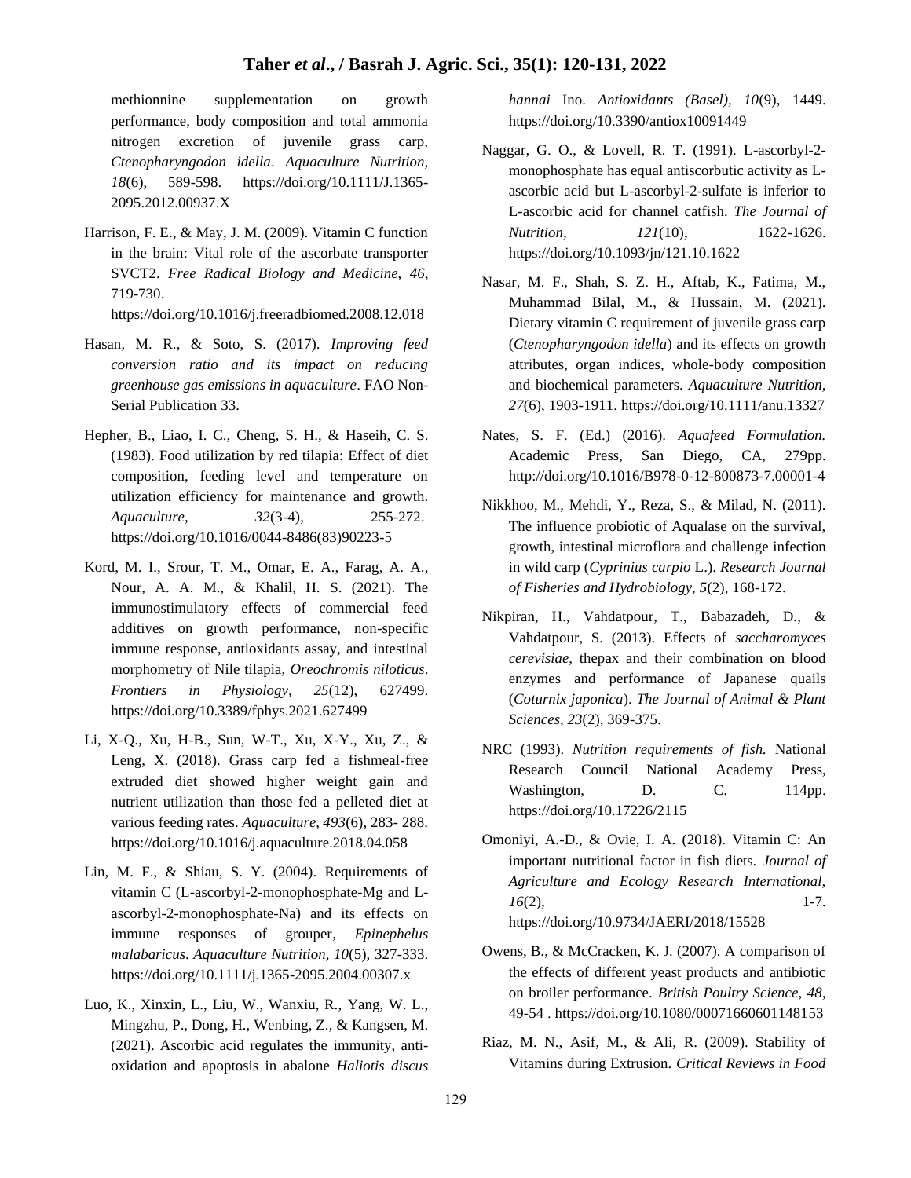methionnine supplementation on growth performance, body composition and total ammonia nitrogen excretion of juvenile grass carp, *Ctenopharyngodon idella*. *Aquaculture Nutrition, 18*(6), 589-598. https://doi.org/10.1111/J.1365-2095.2012.00937.X

Harrison, F. E., & May, J. M. (2009). Vitamin C function in the brain: Vital role of the ascorbate transporter SVCT2. *Free Radical Biology and Medicine, 46*, 719-730. https://doi.org/10.1016/j.freeradbiomed.2008.12.018

Hasan, M. R., & Soto, S. (2017). *Improving feed conversion ratio and its impact on reducing greenhouse gas emissions in aquaculture*. FAO Non-Serial Publication 33.

Hepher, B., Liao, I. C., Cheng, S. H., & Haseih, C. S. (1983). Food utilization by red tilapia: Effect of diet composition, feeding level and temperature on utilization efficiency for maintenance and growth. *Aquaculture, 32*(3-4), 255-272. https://doi.org/10.1016/0044-8486(83)90223-5

Kord, M. I., Srour, T. M., Omar, E. A., Farag, A. A., Nour, A. A. M., & Khalil, H. S. (2021). The immunostimulatory effects of commercial feed additives on growth performance, non-specific immune response, antioxidants assay, and intestinal morphometry of Nile tilapia, *Oreochromis niloticus*. *Frontiers in Physiology, 25*(12), 627499. https://doi.org/10.3389/fphys.2021.627499

Li, X-Q., Xu, H-B., Sun, W-T., Xu, X-Y., Xu, Z., & Leng, X. (2018). Grass carp fed a fishmeal-free extruded diet showed higher weight gain and nutrient utilization than those fed a pelleted diet at various feeding rates. *Aquaculture, 493*(6), 283- 288. https://doi.org/10.1016/j.aquaculture.2018.04.058

Lin, M. F., & Shiau, S. Y. (2004). Requirements of vitamin C (L-ascorbyl-2-monophosphate-Mg and L-ascorbyl-2-monophosphate-Na) and its effects on immune responses of grouper, *Epinephelus malabaricus*. *Aquaculture Nutrition, 10*(5), 327-333. https://doi.org/10.1111/j.1365-2095.2004.00307.x

Luo, K., Xinxin, L., Liu, W., Wanxiu, R., Yang, W. L., Mingzhu, P., Dong, H., Wenbing, Z., & Kangsen, M. (2021). Ascorbic acid regulates the immunity, anti-oxidation and apoptosis in abalone *Haliotis discus hannai* Ino. *Antioxidants (Basel), 10*(9), 1449. https://doi.org/10.3390/antiox10091449

Naggar, G. O., & Lovell, R. T. (1991). L-ascorbyl-2-monophosphate has equal antiscorbutic activity as L-ascorbic acid but L-ascorbyl-2-sulfate is inferior to L-ascorbic acid for channel catfish. *The Journal of Nutrition, 121*(10), 1622-1626. https://doi.org/10.1093/jn/121.10.1622

Nasar, M. F., Shah, S. Z. H., Aftab, K., Fatima, M., Muhammad Bilal, M., & Hussain, M. (2021). Dietary vitamin C requirement of juvenile grass carp (*Ctenopharyngodon idella*) and its effects on growth attributes, organ indices, whole-body composition and biochemical parameters. *Aquaculture Nutrition, 27*(6), 1903-1911. https://doi.org/10.1111/anu.13327

Nates, S. F. (Ed.) (2016). *Aquafeed Formulation.* Academic Press, San Diego, CA, 279pp. http://doi.org/10.1016/B978-0-12-800873-7.00001-4

Nikkhoo, M., Mehdi, Y., Reza, S., & Milad, N. (2011). The influence probiotic of Aqualase on the survival, growth, intestinal microflora and challenge infection in wild carp (*Cyprinius carpio* L.). *Research Journal of Fisheries and Hydrobiology, 5*(2), 168-172.

Nikpiran, H., Vahdatpour, T., Babazadeh, D., & Vahdatpour, S. (2013). Effects of *saccharomyces cerevisiae*, thepax and their combination on blood enzymes and performance of Japanese quails (*Coturnix japonica*). *The Journal of Animal & Plant Sciences, 23*(2), 369-375.

NRC (1993). *Nutrition requirements of fish.* National Research Council National Academy Press, Washington, D. C. 114pp. https://doi.org/10.17226/2115

Omoniyi, A.-D., & Ovie, I. A. (2018). Vitamin C: An important nutritional factor in fish diets. *Journal of Agriculture and Ecology Research International, 16*(2), 1-7. https://doi.org/10.9734/JAERI/2018/15528

Owens, B., & McCracken, K. J. (2007). A comparison of the effects of different yeast products and antibiotic on broiler performance. *British Poultry Science, 48*, 49-54 . https://doi.org/10.1080/00071660601148153

Riaz, M. N., Asif, M., & Ali, R. (2009). Stability of Vitamins during Extrusion. *Critical Reviews in Food*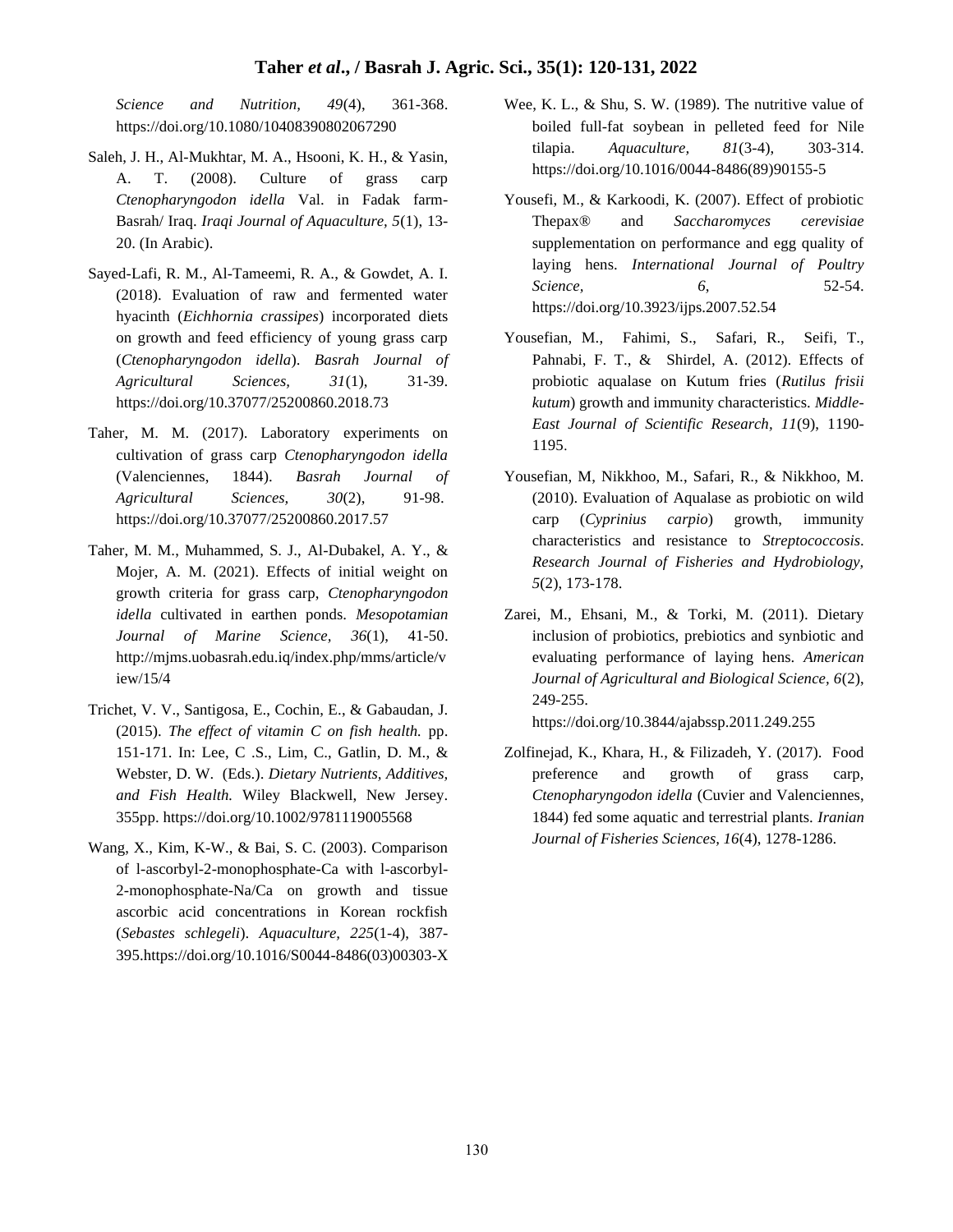*Science and Nutrition, 49*(4), 361-368. https://doi.org/10.1080/10408390802067290

Saleh, J. H., Al-Mukhtar, M. A., Hsooni, K. H., & Yasin, A. T. (2008). Culture of grass carp *Ctenopharyngodon idella* Val. in Fadak farm-Basrah/ Iraq. *Iraqi Journal of Aquaculture, 5*(1), 13-20. (In Arabic).

Sayed-Lafi, R. M., Al-Tameemi, R. A., & Gowdet, A. I. (2018). Evaluation of raw and fermented water hyacinth (*Eichhornia crassipes*) incorporated diets on growth and feed efficiency of young grass carp (*Ctenopharyngodon idella*). *Basrah Journal of Agricultural Sciences, 31*(1), 31-39. https://doi.org/10.37077/25200860.2018.73

Taher, M. M. (2017). Laboratory experiments on cultivation of grass carp *Ctenopharyngodon idella* (Valenciennes, 1844). *Basrah Journal of Agricultural Sciences, 30*(2), 91-98. https://doi.org/10.37077/25200860.2017.57

Taher, M. M., Muhammed, S. J., Al-Dubakel, A. Y., & Mojer, A. M. (2021). Effects of initial weight on growth criteria for grass carp, *Ctenopharyngodon idella* cultivated in earthen ponds. *Mesopotamian Journal of Marine Science, 36*(1), 41-50. http://mjms.uobasrah.edu.iq/index.php/mms/article/view/15/4

Trichet, V. V., Santigosa, E., Cochin, E., & Gabaudan, J. (2015). *The effect of vitamin C on fish health.* pp. 151-171. In: Lee, C .S., Lim, C., Gatlin, D. M., & Webster, D. W. (Eds.). *Dietary Nutrients, Additives, and Fish Health.* Wiley Blackwell, New Jersey. 355pp. https://doi.org/10.1002/9781119005568

Wang, X., Kim, K-W., & Bai, S. C. (2003). Comparison of l-ascorbyl-2-monophosphate-Ca with l-ascorbyl-2-monophosphate-Na/Ca on growth and tissue ascorbic acid concentrations in Korean rockfish (*Sebastes schlegeli*). *Aquaculture, 225*(1-4), 387-395.https://doi.org/10.1016/S0044-8486(03)00303-X

Wee, K. L., & Shu, S. W. (1989). The nutritive value of boiled full-fat soybean in pelleted feed for Nile tilapia. *Aquaculture, 81*(3-4), 303-314. https://doi.org/10.1016/0044-8486(89)90155-5

Yousefi, M., & Karkoodi, K. (2007). Effect of probiotic Thepax® and *Saccharomyces cerevisiae* supplementation on performance and egg quality of laying hens. *International Journal of Poultry Science, 6*, 52-54. https://doi.org/10.3923/ijps.2007.52.54

Yousefian, M., Fahimi, S., Safari, R., Seifi, T., Pahnabi, F. T., & Shirdel, A. (2012). Effects of probiotic aqualase on Kutum fries (*Rutilus frisii kutum*) growth and immunity characteristics. *Middle-East Journal of Scientific Research, 11*(9), 1190-1195.

Yousefian, M, Nikkhoo, M., Safari, R., & Nikkhoo, M. (2010). Evaluation of Aqualase as probiotic on wild carp (*Cyprinius carpio*) growth, immunity characteristics and resistance to *Streptococcosis*. *Research Journal of Fisheries and Hydrobiology, 5*(2), 173-178.

Zarei, M., Ehsani, M., & Torki, M. (2011). Dietary inclusion of probiotics, prebiotics and synbiotic and evaluating performance of laying hens. *American Journal of Agricultural and Biological Science, 6*(2), 249-255. https://doi.org/10.3844/ajabssp.2011.249.255

Zolfinejad, K., Khara, H., & Filizadeh, Y. (2017). Food preference and growth of grass carp, *Ctenopharyngodon idella* (Cuvier and Valenciennes, 1844) fed some aquatic and terrestrial plants. *Iranian Journal of Fisheries Sciences, 16*(4), 1278-1286.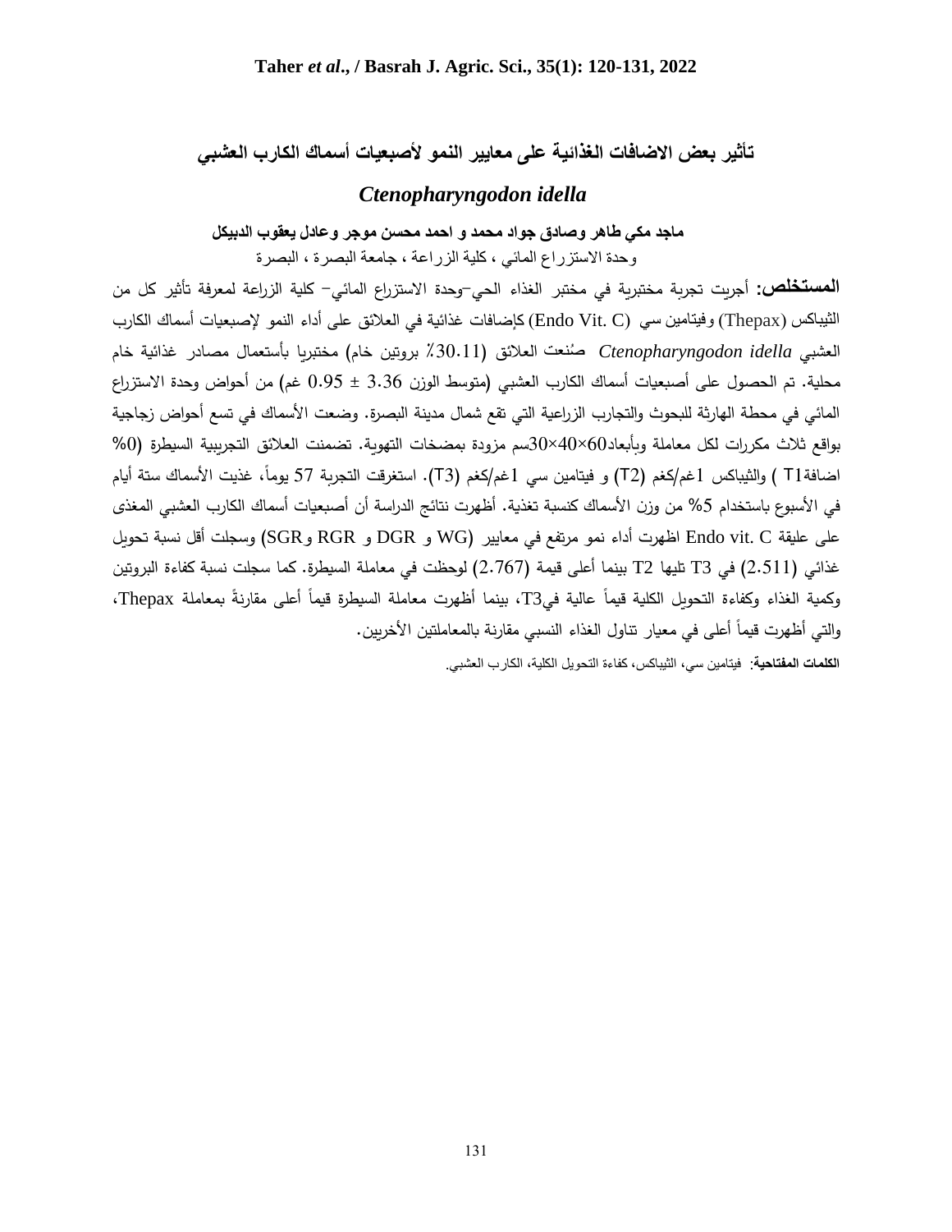# تأثير بعض الاضافات الغذائية على معايير النمو لأصبعيات أسماك الكارب العشبي

## *Ctenopharyngodon idella*

**ماجد مكي طاهر وصادق جواد محمد و احمد محسن موجر وعادل يعقوب الدبيكل**

وحدة الاستزراع المائي ، كلية الزراعة ، جامعة البصرة ، البصرة

**المستخلص:** أجريت تجربة مختبرية في مختبر الغذاء الحي–وحدة الاستزراع المائي– كلية الزراعة لمعرفة تأثير كل من الثيباكس (Thepax) وفيتامين سي (Endo Vit. C) كإضافات غذائية في العلائق على أداء النمو لإصبعيات أسماك الكارب العشبي *Ctenopharyngodon idella* صُنعت العلائق (30.11٪ بروتين خام) مختبريا بأستعمال مصادر غذائية خام محلية. تم الحصول على أصبعيات أسماك الكارب العشبي (متوسط الوزن 3.36 ± 0.95 غم) من أحواض وحدة الاستزراع المائي في محطة الهارثة للبحوث والتجارب الزراعية التي تقع شمال مدينة البصرة. وضعت الأسماك في تسع أحواض زجاجية بواقع ثلاث مكررات لكل معاملة وبأبعاد60×40×30سم مزودة بمضخات التهوية. تضمنت العلائق التجريبية السيطرة (0% اضافةT1 ) والثيباكس 1غم/كغم (T2) و فيتامين سي 1غم/كغم (T3). استغرقت التجربة 57 يوماً، غذيت الأسماك ستة أيام في الأسبوع باستخدام 5% من وزن الأسماك كنسبة تغذية. أظهرت نتائج الدراسة أن أصبعيات أسماك الكارب العشبي المغذى على عليقة Endo vit. C اظهرت أداء نمو مرتفع في معايير (WG و DGR و RGR وSGR) وسجلت أقل نسبة تحويل غذائي (2.511) في T3 تليها T2 بينما أعلى قيمة (2.767) لوحظت في معاملة السيطرة. كما سجلت نسبة كفاءة البروتين وكمية الغذاء وكفاءة التحويل الكلية قيماً عالية فيT3، بينما أظهرت معاملة السيطرة قيماً أعلى مقارنةً بمعاملة Thepax، والتي أظهرت قيماً أعلى في معيار تناول الغذاء النسبي مقارنة بالمعاملتين الأخريين.

**الكلمات المفتاحية:** فيتامين سي، الثيباكس، كفاءة التحويل الكلية، الكارب العشبي.